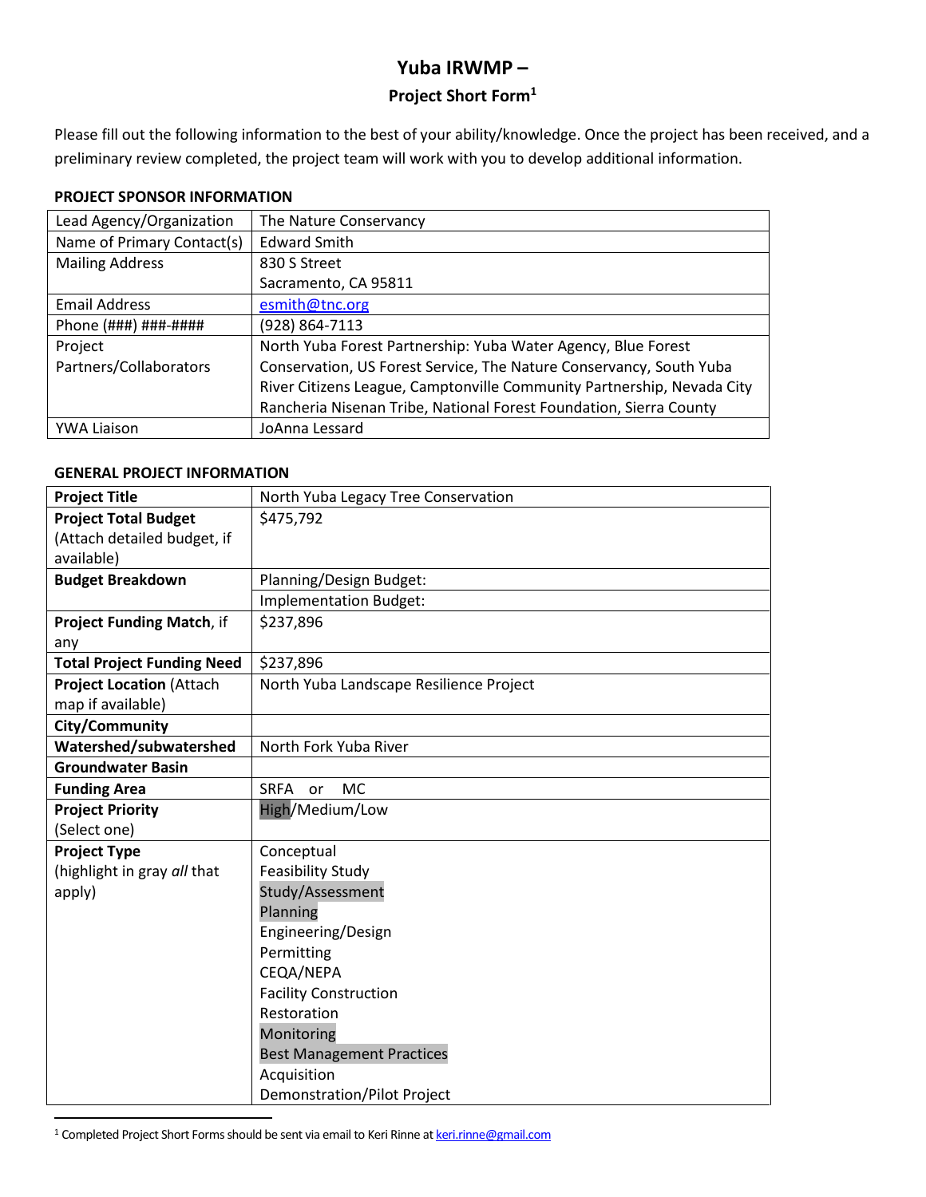# Yuba IRWMP –

## Project Short Form[1]

Please fill out the following information to the best of your ability/knowledge. Once the project has been received, and a preliminary review completed, the project team will work with you to develop additional information.

**PROJECT SPONSOR INFORMATION**

| | |
|---|---|
| Lead Agency/Organization | The Nature Conservancy |
| Name of Primary Contact(s) | Edward Smith |
| Mailing Address | 830 S Street<br>Sacramento, CA 95811 |
| Email Address | esmith@tnc.org |
| Phone (###) ###-#### | (928) 864-7113 |
| Project Partners/Collaborators | North Yuba Forest Partnership: Yuba Water Agency, Blue Forest Conservation, US Forest Service, The Nature Conservancy, South Yuba River Citizens League, Camptonville Community Partnership, Nevada City Rancheria Nisenan Tribe, National Forest Foundation, Sierra County |
| YWA Liaison | JoAnna Lessard |

**GENERAL PROJECT INFORMATION**

| | |
|---|---|
| **Project Title** | North Yuba Legacy Tree Conservation |
| **Project Total Budget** (Attach detailed budget, if available) | $475,792 |
| **Budget Breakdown** | Planning/Design Budget: |
| | Implementation Budget: |
| **Project Funding Match**, if any | $237,896 |
| **Total Project Funding Need** | $237,896 |
| **Project Location** (Attach map if available) | North Yuba Landscape Resilience Project |
| **City/Community** | |
| **Watershed/subwatershed** | North Fork Yuba River |
| **Groundwater Basin** | |
| **Funding Area** | SRFA or MC |
| **Project Priority** (Select one) | High/Medium/Low (selected: High) |
| **Project Type** (highlight in gray *all* that apply) | Conceptual<br>Feasibility Study<br>Study/Assessment (selected)<br>Planning (selected)<br>Engineering/Design<br>Permitting<br>CEQA/NEPA<br>Facility Construction<br>Restoration<br>Monitoring (selected)<br>Best Management Practices (selected)<br>Acquisition<br>Demonstration/Pilot Project |

[1] Completed Project Short Forms should be sent via email to Keri Rinne at keri.rinne@gmail.com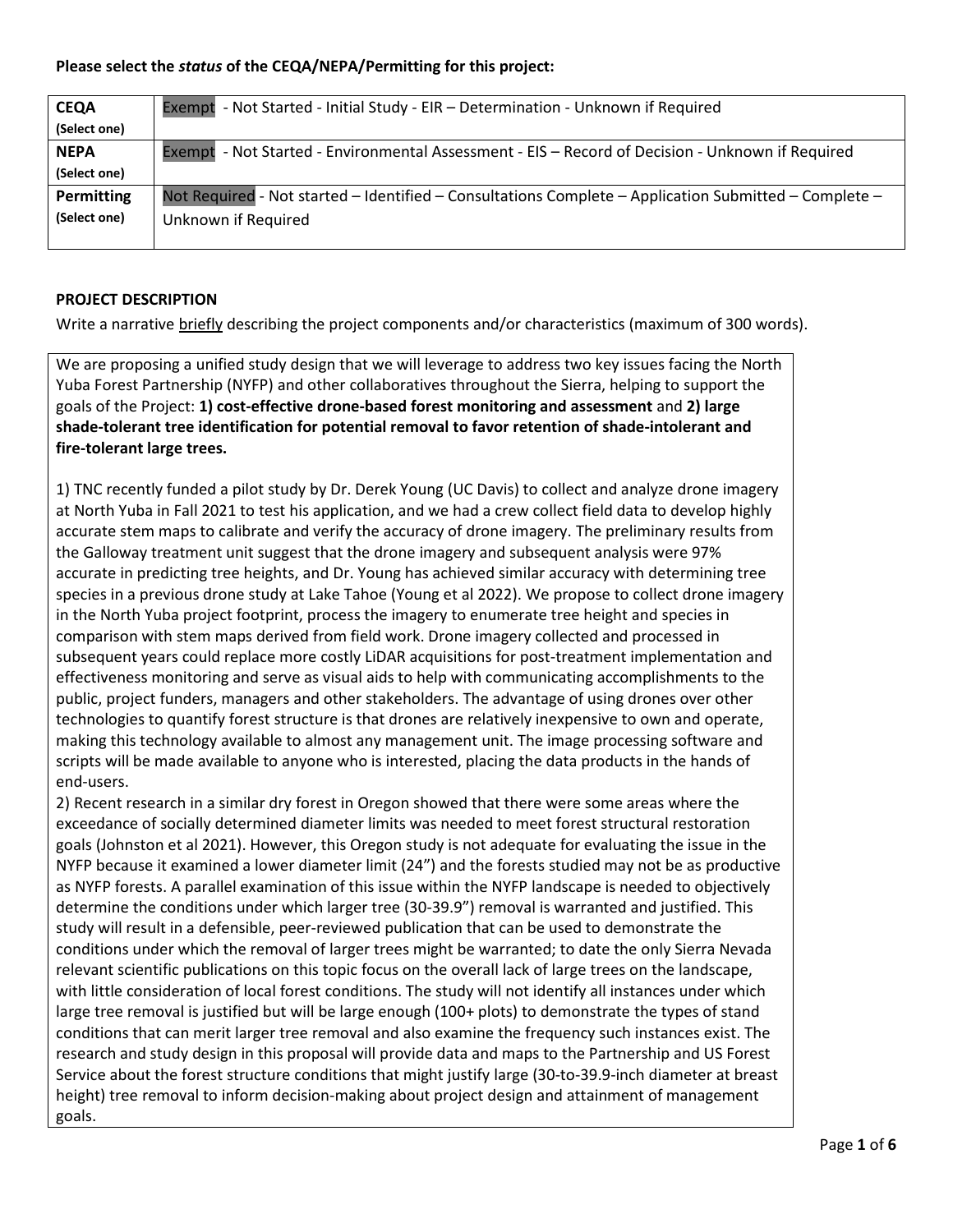**Please select the *status* of the CEQA/NEPA/Permitting for this project:**

| | |
|---|---|
| **CEQA** (Select one) | Exempt - Not Started - Initial Study - EIR – Determination - Unknown if Required |
| **NEPA** (Select one) | Exempt - Not Started - Environmental Assessment - EIS – Record of Decision - Unknown if Required |
| **Permitting** (Select one) | Not Required - Not started – Identified – Consultations Complete – Application Submitted – Complete – Unknown if Required |

## PROJECT DESCRIPTION

Write a narrative briefly describing the project components and/or characteristics (maximum of 300 words).

We are proposing a unified study design that we will leverage to address two key issues facing the North Yuba Forest Partnership (NYFP) and other collaboratives throughout the Sierra, helping to support the goals of the Project: **1) cost-effective drone-based forest monitoring and assessment** and **2) large shade-tolerant tree identification for potential removal to favor retention of shade-intolerant and fire-tolerant large trees.**

1) TNC recently funded a pilot study by Dr. Derek Young (UC Davis) to collect and analyze drone imagery at North Yuba in Fall 2021 to test his application, and we had a crew collect field data to develop highly accurate stem maps to calibrate and verify the accuracy of drone imagery. The preliminary results from the Galloway treatment unit suggest that the drone imagery and subsequent analysis were 97% accurate in predicting tree heights, and Dr. Young has achieved similar accuracy with determining tree species in a previous drone study at Lake Tahoe (Young et al 2022). We propose to collect drone imagery in the North Yuba project footprint, process the imagery to enumerate tree height and species in comparison with stem maps derived from field work. Drone imagery collected and processed in subsequent years could replace more costly LiDAR acquisitions for post-treatment implementation and effectiveness monitoring and serve as visual aids to help with communicating accomplishments to the public, project funders, managers and other stakeholders. The advantage of using drones over other technologies to quantify forest structure is that drones are relatively inexpensive to own and operate, making this technology available to almost any management unit. The image processing software and scripts will be made available to anyone who is interested, placing the data products in the hands of end-users.

2) Recent research in a similar dry forest in Oregon showed that there were some areas where the exceedance of socially determined diameter limits was needed to meet forest structural restoration goals (Johnston et al 2021). However, this Oregon study is not adequate for evaluating the issue in the NYFP because it examined a lower diameter limit (24") and the forests studied may not be as productive as NYFP forests. A parallel examination of this issue within the NYFP landscape is needed to objectively determine the conditions under which larger tree (30-39.9") removal is warranted and justified. This study will result in a defensible, peer-reviewed publication that can be used to demonstrate the conditions under which the removal of larger trees might be warranted; to date the only Sierra Nevada relevant scientific publications on this topic focus on the overall lack of large trees on the landscape, with little consideration of local forest conditions. The study will not identify all instances under which large tree removal is justified but will be large enough (100+ plots) to demonstrate the types of stand conditions that can merit larger tree removal and also examine the frequency such instances exist. The research and study design in this proposal will provide data and maps to the Partnership and US Forest Service about the forest structure conditions that might justify large (30-to-39.9-inch diameter at breast height) tree removal to inform decision-making about project design and attainment of management goals.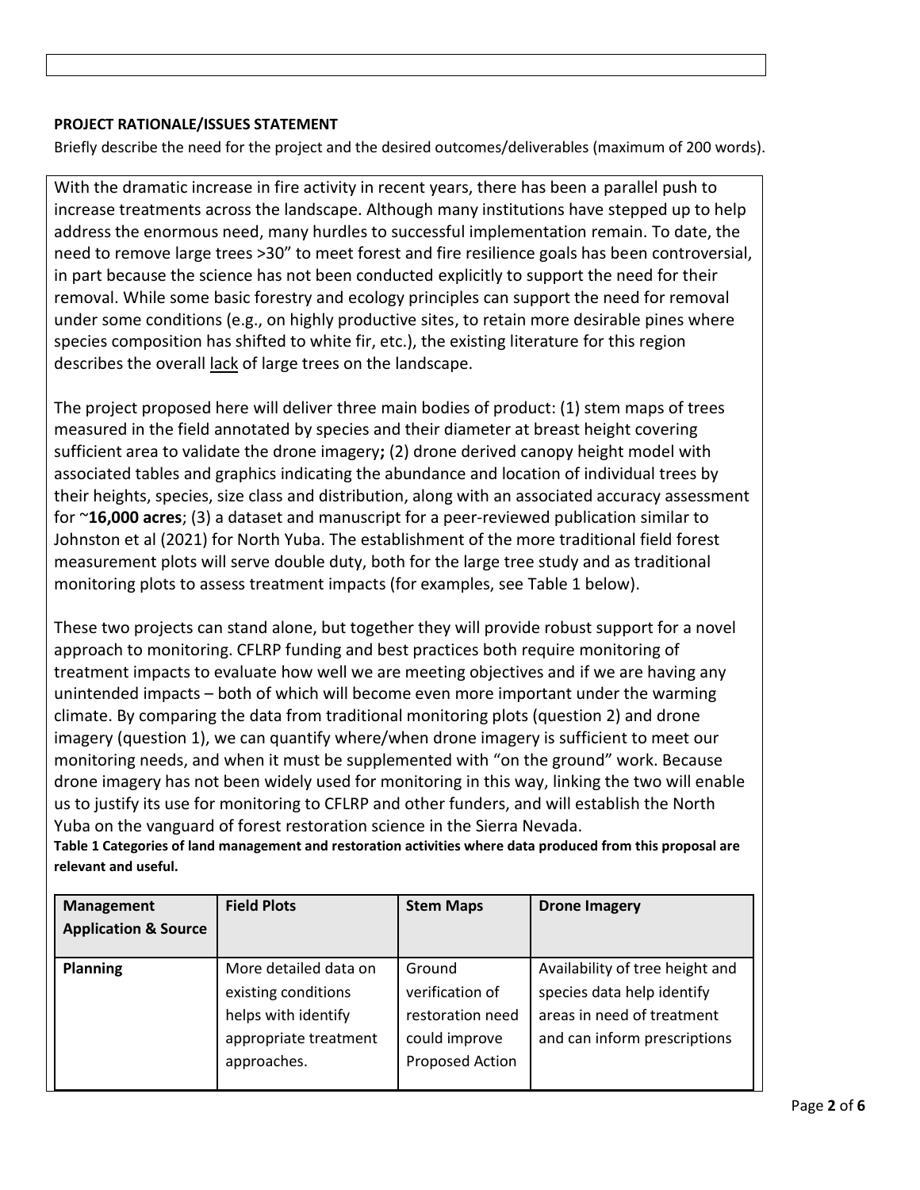**PROJECT RATIONALE/ISSUES STATEMENT**

Briefly describe the need for the project and the desired outcomes/deliverables (maximum of 200 words).

With the dramatic increase in fire activity in recent years, there has been a parallel push to increase treatments across the landscape. Although many institutions have stepped up to help address the enormous need, many hurdles to successful implementation remain. To date, the need to remove large trees >30" to meet forest and fire resilience goals has been controversial, in part because the science has not been conducted explicitly to support the need for their removal. While some basic forestry and ecology principles can support the need for removal under some conditions (e.g., on highly productive sites, to retain more desirable pines where species composition has shifted to white fir, etc.), the existing literature for this region describes the overall lack of large trees on the landscape.

The project proposed here will deliver three main bodies of product: (1) stem maps of trees measured in the field annotated by species and their diameter at breast height covering sufficient area to validate the drone imagery**;** (2) drone derived canopy height model with associated tables and graphics indicating the abundance and location of individual trees by their heights, species, size class and distribution, along with an associated accuracy assessment for ~**16,000 acres**; (3) a dataset and manuscript for a peer-reviewed publication similar to Johnston et al (2021) for North Yuba. The establishment of the more traditional field forest measurement plots will serve double duty, both for the large tree study and as traditional monitoring plots to assess treatment impacts (for examples, see Table 1 below).

These two projects can stand alone, but together they will provide robust support for a novel approach to monitoring. CFLRP funding and best practices both require monitoring of treatment impacts to evaluate how well we are meeting objectives and if we are having any unintended impacts – both of which will become even more important under the warming climate. By comparing the data from traditional monitoring plots (question 2) and drone imagery (question 1), we can quantify where/when drone imagery is sufficient to meet our monitoring needs, and when it must be supplemented with "on the ground" work. Because drone imagery has not been widely used for monitoring in this way, linking the two will enable us to justify its use for monitoring to CFLRP and other funders, and will establish the North Yuba on the vanguard of forest restoration science in the Sierra Nevada.

**Table 1 Categories of land management and restoration activities where data produced from this proposal are relevant and useful.**

| Management Application & Source | Field Plots | Stem Maps | Drone Imagery |
|---|---|---|---|
| **Planning** | More detailed data on existing conditions helps with identify appropriate treatment approaches. | Ground verification of restoration need could improve Proposed Action | Availability of tree height and species data help identify areas in need of treatment and can inform prescriptions |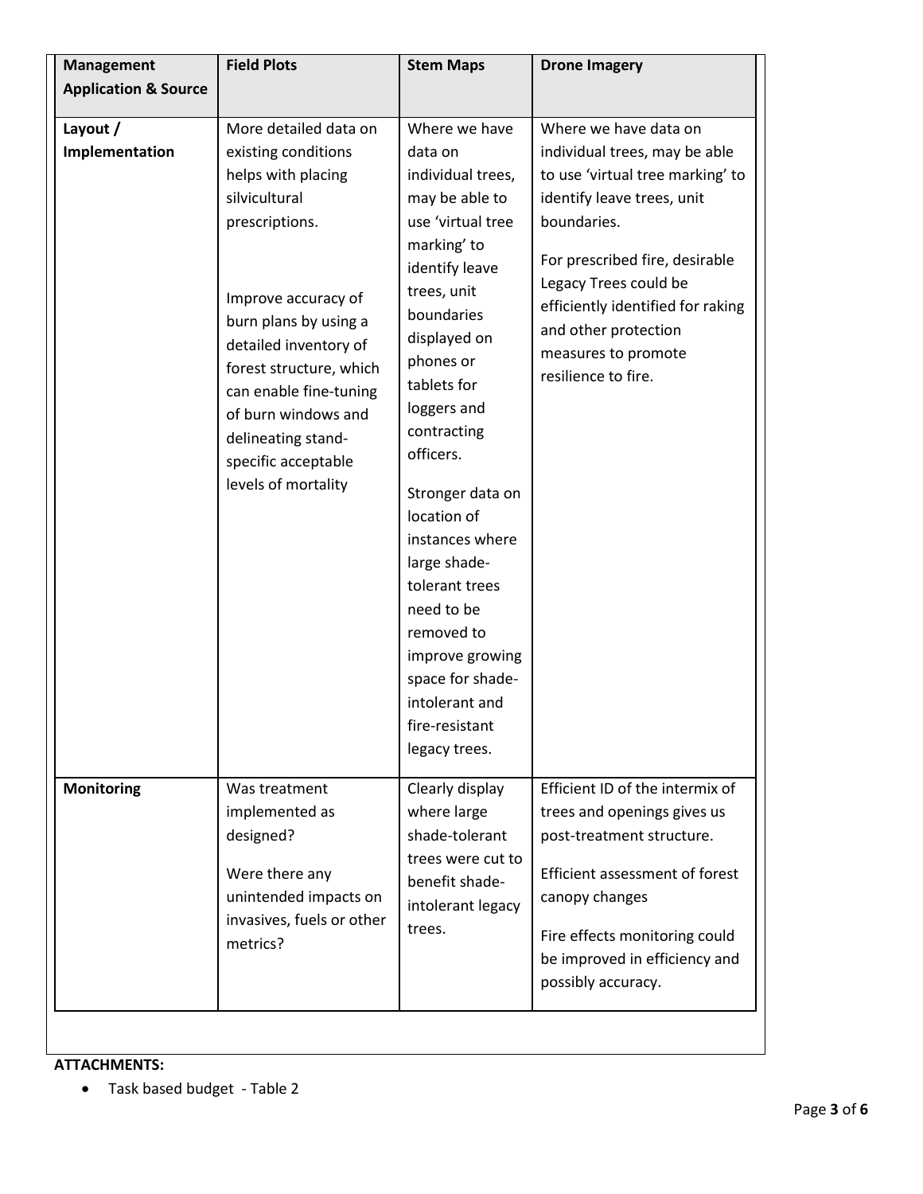| Management Application & Source | Field Plots | Stem Maps | Drone Imagery |
|---|---|---|---|
| **Layout / Implementation** | More detailed data on existing conditions helps with placing silvicultural prescriptions.<br><br>Improve accuracy of burn plans by using a detailed inventory of forest structure, which can enable fine-tuning of burn windows and delineating stand-specific acceptable levels of mortality | Where we have data on individual trees, may be able to use 'virtual tree marking' to identify leave trees, unit boundaries displayed on phones or tablets for loggers and contracting officers.<br><br>Stronger data on location of instances where large shade-tolerant trees need to be removed to improve growing space for shade-intolerant and fire-resistant legacy trees. | Where we have data on individual trees, may be able to use 'virtual tree marking' to identify leave trees, unit boundaries.<br><br>For prescribed fire, desirable Legacy Trees could be efficiently identified for raking and other protection measures to promote resilience to fire. |
| **Monitoring** | Was treatment implemented as designed?<br><br>Were there any unintended impacts on invasives, fuels or other metrics? | Clearly display where large shade-tolerant trees were cut to benefit shade-intolerant legacy trees. | Efficient ID of the intermix of trees and openings gives us post-treatment structure.<br><br>Efficient assessment of forest canopy changes<br><br>Fire effects monitoring could be improved in efficiency and possibly accuracy. |

**ATTACHMENTS:**

- Task based budget - Table 2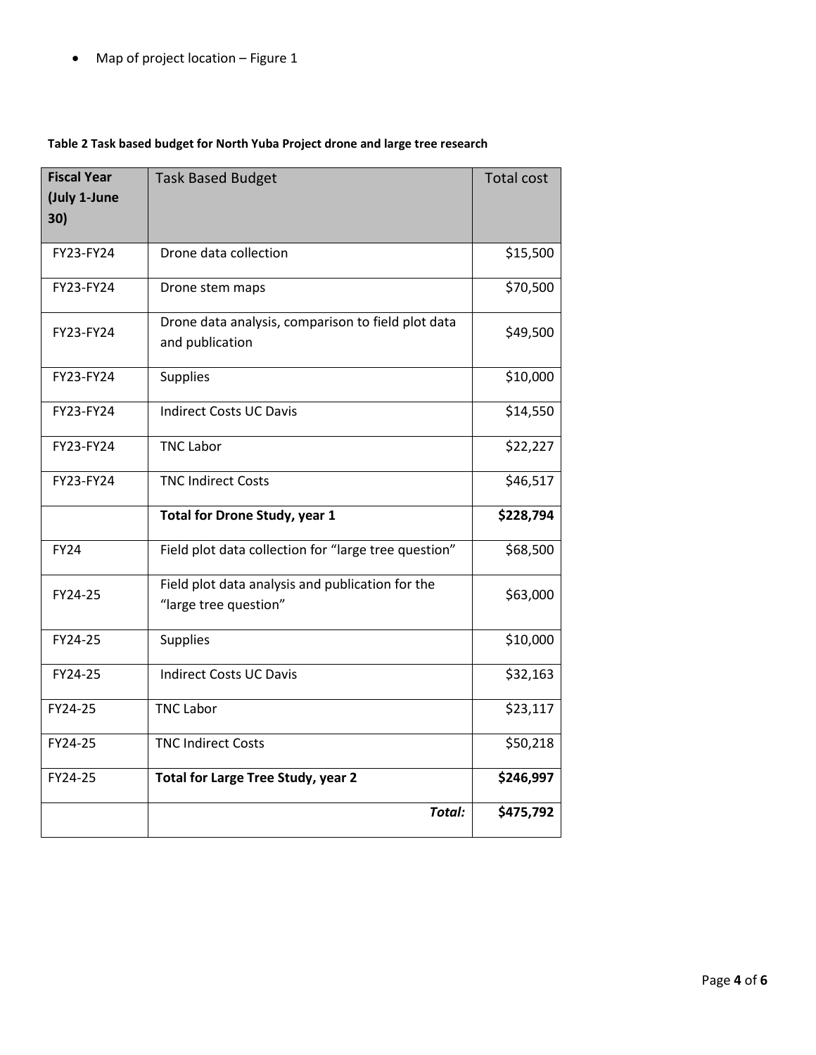- Map of project location – Figure 1

**Table 2 Task based budget for North Yuba Project drone and large tree research**

| Fiscal Year (July 1-June 30) | Task Based Budget | Total cost |
|---|---|---|
| FY23-FY24 | Drone data collection | $15,500 |
| FY23-FY24 | Drone stem maps | $70,500 |
| FY23-FY24 | Drone data analysis, comparison to field plot data and publication | $49,500 |
| FY23-FY24 | Supplies | $10,000 |
| FY23-FY24 | Indirect Costs UC Davis | $14,550 |
| FY23-FY24 | TNC Labor | $22,227 |
| FY23-FY24 | TNC Indirect Costs | $46,517 |
| | **Total for Drone Study, year 1** | **$228,794** |
| FY24 | Field plot data collection for "large tree question" | $68,500 |
| FY24-25 | Field plot data analysis and publication for the "large tree question" | $63,000 |
| FY24-25 | Supplies | $10,000 |
| FY24-25 | Indirect Costs UC Davis | $32,163 |
| FY24-25 | TNC Labor | $23,117 |
| FY24-25 | TNC Indirect Costs | $50,218 |
| FY24-25 | **Total for Large Tree Study, year 2** | **$246,997** |
| | ***Total:*** | **$475,792** |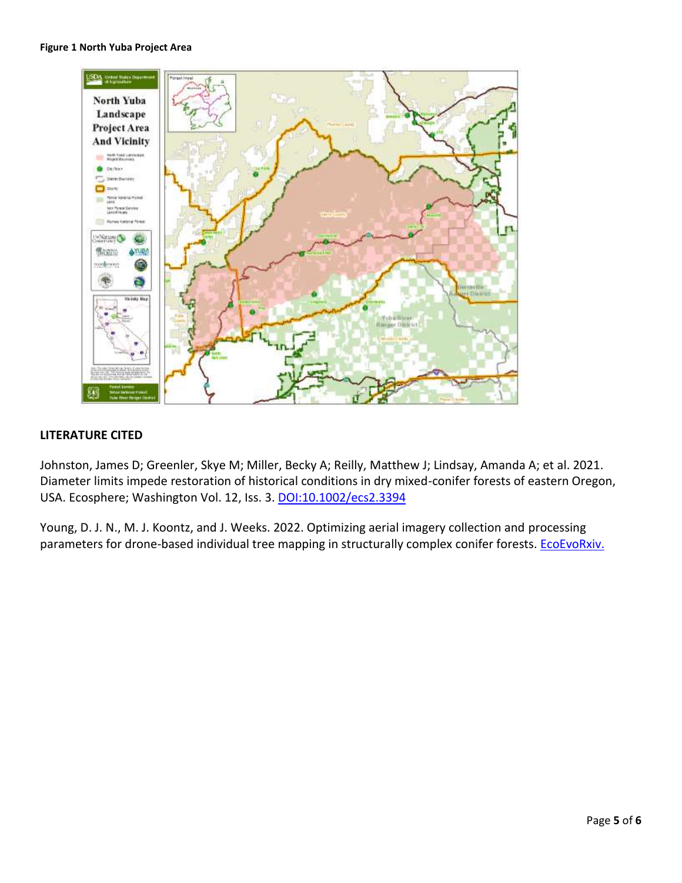**Figure 1 North Yuba Project Area**

## LITERATURE CITED

Johnston, James D; Greenler, Skye M; Miller, Becky A; Reilly, Matthew J; Lindsay, Amanda A; et al. 2021. Diameter limits impede restoration of historical conditions in dry mixed-conifer forests of eastern Oregon, USA. Ecosphere; Washington Vol. 12, Iss. 3. DOI:10.1002/ecs2.3394

Young, D. J. N., M. J. Koontz, and J. Weeks. 2022. Optimizing aerial imagery collection and processing parameters for drone-based individual tree mapping in structurally complex conifer forests. EcoEvoRxiv.